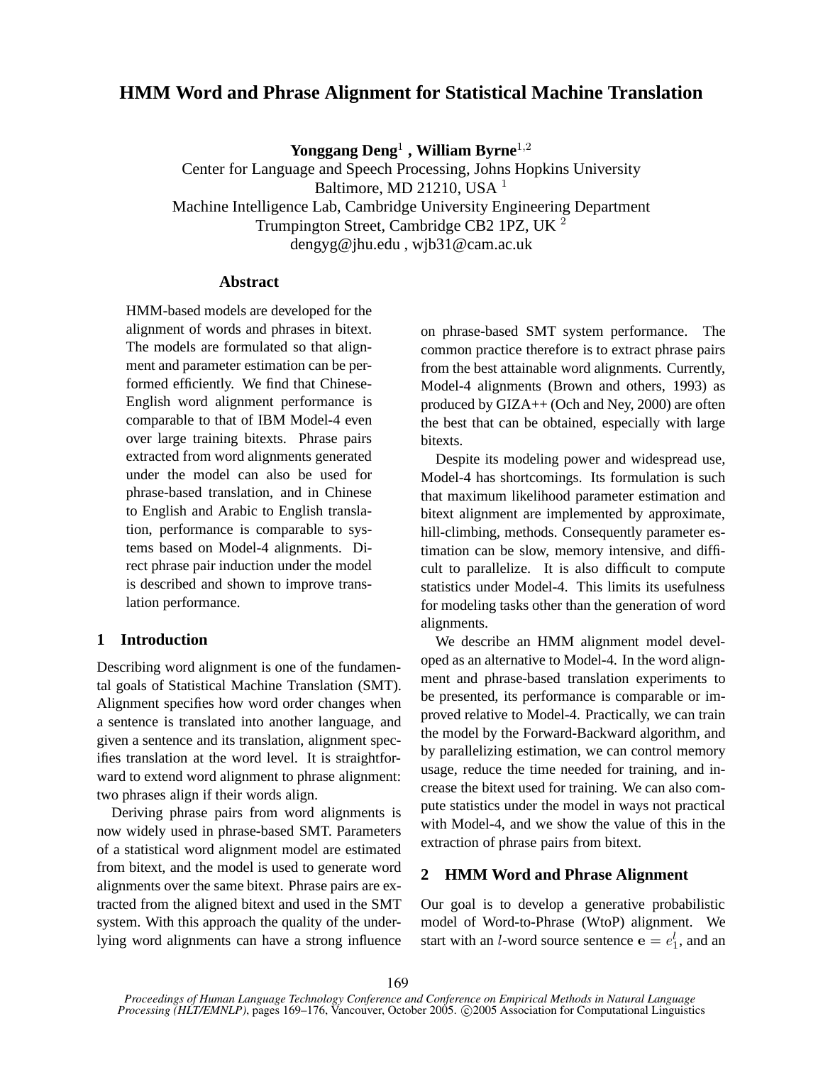# HMM Word and Phrase Alignment for Statistical Machine Translation

**Yonggang Deng**[1] **, William Byrne**[1,2]

Center for Language and Speech Processing, Johns Hopkins University
Baltimore, MD 21210, USA [1]
Machine Intelligence Lab, Cambridge University Engineering Department
Trumpington Street, Cambridge CB2 1PZ, UK [2]
dengyg@jhu.edu , wjb31@cam.ac.uk

## Abstract

HMM-based models are developed for the alignment of words and phrases in bitext. The models are formulated so that alignment and parameter estimation can be performed efficiently. We find that Chinese-English word alignment performance is comparable to that of IBM Model-4 even over large training bitexts. Phrase pairs extracted from word alignments generated under the model can also be used for phrase-based translation, and in Chinese to English and Arabic to English translation, performance is comparable to systems based on Model-4 alignments. Direct phrase pair induction under the model is described and shown to improve translation performance.

## 1 Introduction

Describing word alignment is one of the fundamental goals of Statistical Machine Translation (SMT). Alignment specifies how word order changes when a sentence is translated into another language, and given a sentence and its translation, alignment specifies translation at the word level. It is straightforward to extend word alignment to phrase alignment: two phrases align if their words align.

Deriving phrase pairs from word alignments is now widely used in phrase-based SMT. Parameters of a statistical word alignment model are estimated from bitext, and the model is used to generate word alignments over the same bitext. Phrase pairs are extracted from the aligned bitext and used in the SMT system. With this approach the quality of the underlying word alignments can have a strong influence on phrase-based SMT system performance. The common practice therefore is to extract phrase pairs from the best attainable word alignments. Currently, Model-4 alignments (Brown and others, 1993) as produced by GIZA++ (Och and Ney, 2000) are often the best that can be obtained, especially with large bitexts.

Despite its modeling power and widespread use, Model-4 has shortcomings. Its formulation is such that maximum likelihood parameter estimation and bitext alignment are implemented by approximate, hill-climbing, methods. Consequently parameter estimation can be slow, memory intensive, and difficult to parallelize. It is also difficult to compute statistics under Model-4. This limits its usefulness for modeling tasks other than the generation of word alignments.

We describe an HMM alignment model developed as an alternative to Model-4. In the word alignment and phrase-based translation experiments to be presented, its performance is comparable or improved relative to Model-4. Practically, we can train the model by the Forward-Backward algorithm, and by parallelizing estimation, we can control memory usage, reduce the time needed for training, and increase the bitext used for training. We can also compute statistics under the model in ways not practical with Model-4, and we show the value of this in the extraction of phrase pairs from bitext.

## 2 HMM Word and Phrase Alignment

Our goal is to develop a generative probabilistic model of Word-to-Phrase (WtoP) alignment. We start with an $l$-word source sentence $\mathbf{e} = e_1^l$, and an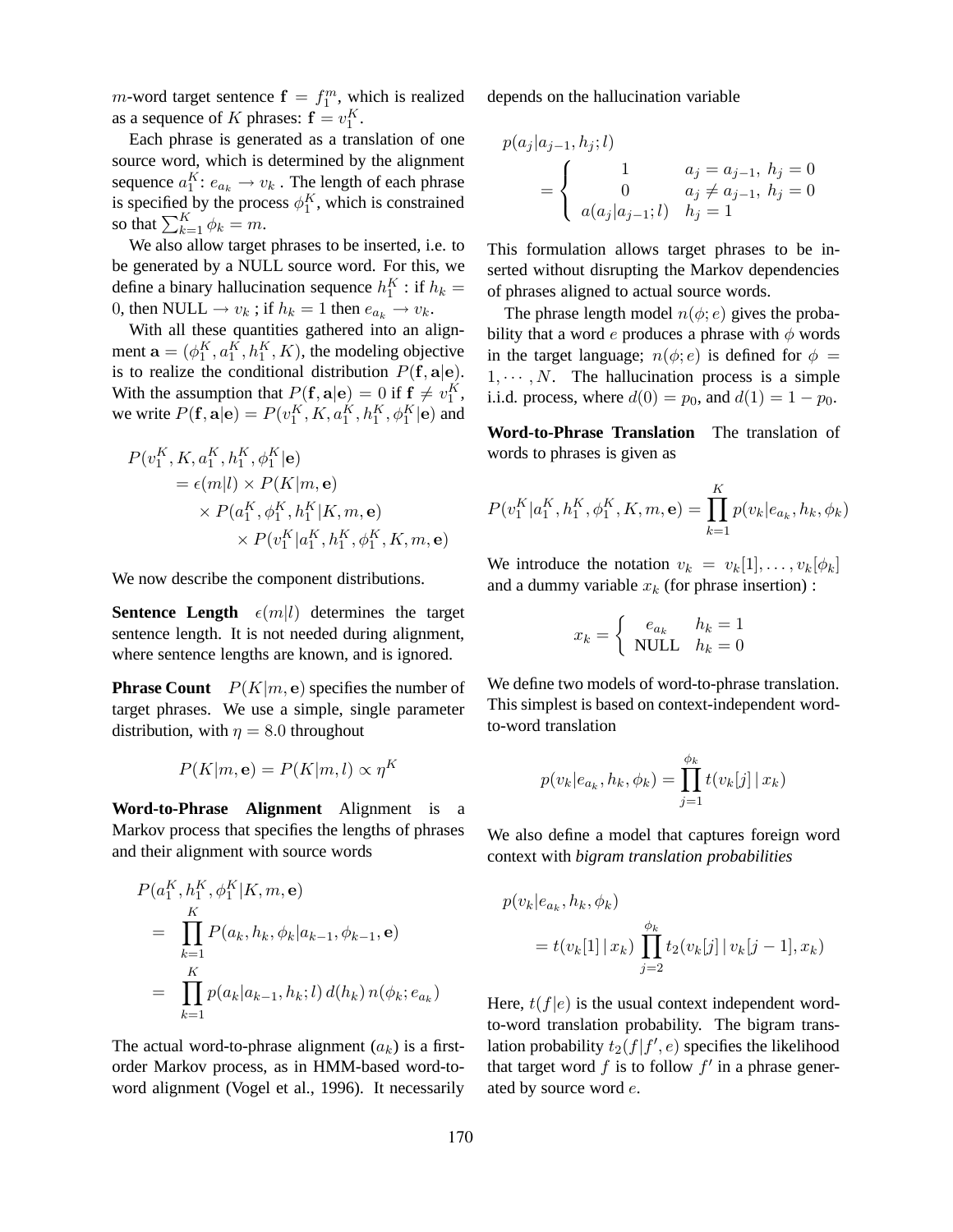$m$-word target sentence $\mathbf{f} = f_1^m$, which is realized as a sequence of $K$ phrases: $\mathbf{f} = v_1^K$.

Each phrase is generated as a translation of one source word, which is determined by the alignment sequence $a_1^K$: $e_{a_k} \rightarrow v_k$ . The length of each phrase is specified by the process $\phi_1^K$, which is constrained so that $\sum_{k=1}^K \phi_k = m$.

We also allow target phrases to be inserted, i.e. to be generated by a NULL source word. For this, we define a binary hallucination sequence $h_1^K$ : if $h_k = 0$, then NULL $\rightarrow v_k$ ; if $h_k = 1$ then $e_{a_k} \rightarrow v_k$.

With all these quantities gathered into an alignment $\mathbf{a} = (\phi_1^K, a_1^K, h_1^K, K)$, the modeling objective is to realize the conditional distribution $P(\mathbf{f}, \mathbf{a}|\mathbf{e})$. With the assumption that $P(\mathbf{f}, \mathbf{a}|\mathbf{e}) = 0$ if $\mathbf{f} \neq v_1^K$, we write $P(\mathbf{f}, \mathbf{a}|\mathbf{e}) = P(v_1^K, K, a_1^K, h_1^K, \phi_1^K|\mathbf{e})$ and

$$
\begin{aligned}
P(v_1^K, K, a_1^K, h_1^K, \phi_1^K|\mathbf{e}) \\
&= \epsilon(m|l) \times P(K|m, \mathbf{e}) \\
&\quad \times P(a_1^K, \phi_1^K, h_1^K|K, m, \mathbf{e}) \\
&\quad\quad \times P(v_1^K|a_1^K, h_1^K, \phi_1^K, K, m, \mathbf{e})
\end{aligned}
$$

We now describe the component distributions.

**Sentence Length** $\epsilon(m|l)$ determines the target sentence length. It is not needed during alignment, where sentence lengths are known, and is ignored.

**Phrase Count** $P(K|m, \mathbf{e})$ specifies the number of target phrases. We use a simple, single parameter distribution, with $\eta = 8.0$ throughout

$$
P(K|m, \mathbf{e}) = P(K|m, l) \propto \eta^K
$$

**Word-to-Phrase Alignment** Alignment is a Markov process that specifies the lengths of phrases and their alignment with source words

$$
\begin{aligned}
P(a_1^K, h_1^K, \phi_1^K|K, m, \mathbf{e}) \\
&= \prod_{k=1}^K P(a_k, h_k, \phi_k|a_{k-1}, \phi_{k-1}, \mathbf{e}) \\
&= \prod_{k=1}^K p(a_k|a_{k-1}, h_k; l)\, d(h_k)\, n(\phi_k; e_{a_k})
\end{aligned}
$$

The actual word-to-phrase alignment ($a_k$) is a first-order Markov process, as in HMM-based word-to-word alignment (Vogel et al., 1996). It necessarily depends on the hallucination variable

$$
p(a_j|a_{j-1}, h_j; l) = \begin{cases} 1 & a_j = a_{j-1},\ h_j = 0 \\ 0 & a_j \neq a_{j-1},\ h_j = 0 \\ a(a_j|a_{j-1}; l) & h_j = 1 \end{cases}
$$

This formulation allows target phrases to be inserted without disrupting the Markov dependencies of phrases aligned to actual source words.

The phrase length model $n(\phi; e)$ gives the probability that a word $e$ produces a phrase with $\phi$ words in the target language; $n(\phi; e)$ is defined for $\phi = 1, \cdots, N$. The hallucination process is a simple i.i.d. process, where $d(0) = p_0$, and $d(1) = 1 - p_0$.

**Word-to-Phrase Translation** The translation of words to phrases is given as

$$
P(v_1^K|a_1^K, h_1^K, \phi_1^K, K, m, \mathbf{e}) = \prod_{k=1}^K p(v_k|e_{a_k}, h_k, \phi_k)
$$

We introduce the notation $v_k = v_k[1], \ldots, v_k[\phi_k]$ and a dummy variable $x_k$ (for phrase insertion) :

$$
x_k = \begin{cases} e_{a_k} & h_k = 1 \\ \text{NULL} & h_k = 0 \end{cases}
$$

We define two models of word-to-phrase translation. This simplest is based on context-independent word-to-word translation

$$
p(v_k|e_{a_k}, h_k, \phi_k) = \prod_{j=1}^{\phi_k} t(v_k[j] \,|\, x_k)
$$

We also define a model that captures foreign word context with *bigram translation probabilities*

$$
\begin{aligned}
p(v_k|e_{a_k}, h_k, \phi_k) \\
&= t(v_k[1] \,|\, x_k) \prod_{j=2}^{\phi_k} t_2(v_k[j] \,|\, v_k[j-1], x_k)
\end{aligned}
$$

Here, $t(f|e)$ is the usual context independent word-to-word translation probability. The bigram translation probability $t_2(f|f', e)$ specifies the likelihood that target word $f$ is to follow $f'$ in a phrase generated by source word $e$.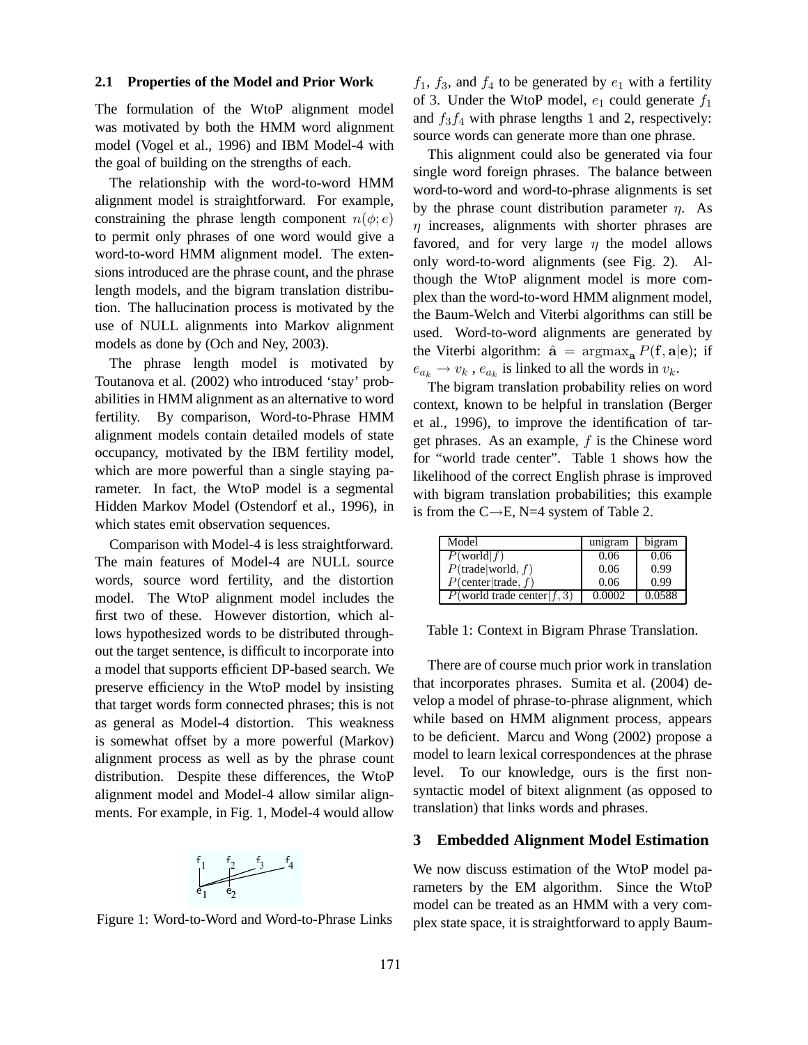### 2.1 Properties of the Model and Prior Work

The formulation of the WtoP alignment model was motivated by both the HMM word alignment model (Vogel et al., 1996) and IBM Model-4 with the goal of building on the strengths of each.

The relationship with the word-to-word HMM alignment model is straightforward. For example, constraining the phrase length component $n(\phi; e)$ to permit only phrases of one word would give a word-to-word HMM alignment model. The extensions introduced are the phrase count, and the phrase length models, and the bigram translation distribution. The hallucination process is motivated by the use of NULL alignments into Markov alignment models as done by (Och and Ney, 2003).

The phrase length model is motivated by Toutanova et al. (2002) who introduced 'stay' probabilities in HMM alignment as an alternative to word fertility. By comparison, Word-to-Phrase HMM alignment models contain detailed models of state occupancy, motivated by the IBM fertility model, which are more powerful than a single staying parameter. In fact, the WtoP model is a segmental Hidden Markov Model (Ostendorf et al., 1996), in which states emit observation sequences.

Comparison with Model-4 is less straightforward. The main features of Model-4 are NULL source words, source word fertility, and the distortion model. The WtoP alignment model includes the first two of these. However distortion, which allows hypothesized words to be distributed throughout the target sentence, is difficult to incorporate into a model that supports efficient DP-based search. We preserve efficiency in the WtoP model by insisting that target words form connected phrases; this is not as general as Model-4 distortion. This weakness is somewhat offset by a more powerful (Markov) alignment process as well as by the phrase count distribution. Despite these differences, the WtoP alignment model and Model-4 allow similar alignments. For example, in Fig. 1, Model-4 would allow $f_1$, $f_3$, and $f_4$ to be generated by $e_1$ with a fertility of 3. Under the WtoP model, $e_1$ could generate $f_1$ and $f_3 f_4$ with phrase lengths 1 and 2, respectively: source words can generate more than one phrase.

Figure 1: Word-to-Word and Word-to-Phrase Links

This alignment could also be generated via four single word foreign phrases. The balance between word-to-word and word-to-phrase alignments is set by the phrase count distribution parameter $\eta$. As $\eta$ increases, alignments with shorter phrases are favored, and for very large $\eta$ the model allows only word-to-word alignments (see Fig. 2). Although the WtoP alignment model is more complex than the word-to-word HMM alignment model, the Baum-Welch and Viterbi algorithms can still be used. Word-to-word alignments are generated by the Viterbi algorithm: $\hat{\mathbf{a}} = \operatorname{argmax}_{\mathbf{a}} P(\mathbf{f}, \mathbf{a}|\mathbf{e})$; if $e_{a_k} \rightarrow v_k$ , $e_{a_k}$ is linked to all the words in $v_k$.

The bigram translation probability relies on word context, known to be helpful in translation (Berger et al., 1996), to improve the identification of target phrases. As an example, $f$ is the Chinese word for "world trade center". Table 1 shows how the likelihood of the correct English phrase is improved with bigram translation probabilities; this example is from the C→E, N=4 system of Table 2.

| Model | unigram | bigram |
|---|---|---|
| $P(\text{world}\|f)$ | 0.06 | 0.06 |
| $P(\text{trade}\|\text{world}, f)$ | 0.06 | 0.99 |
| $P(\text{center}\|\text{trade}, f)$ | 0.06 | 0.99 |
| $P(\text{world trade center}\|f, 3)$ | 0.0002 | 0.0588 |

Table 1: Context in Bigram Phrase Translation.

There are of course much prior work in translation that incorporates phrases. Sumita et al. (2004) develop a model of phrase-to-phrase alignment, which while based on HMM alignment process, appears to be deficient. Marcu and Wong (2002) propose a model to learn lexical correspondences at the phrase level. To our knowledge, ours is the first non-syntactic model of bitext alignment (as opposed to translation) that links words and phrases.

## 3 Embedded Alignment Model Estimation

We now discuss estimation of the WtoP model parameters by the EM algorithm. Since the WtoP model can be treated as an HMM with a very complex state space, it is straightforward to apply Baum-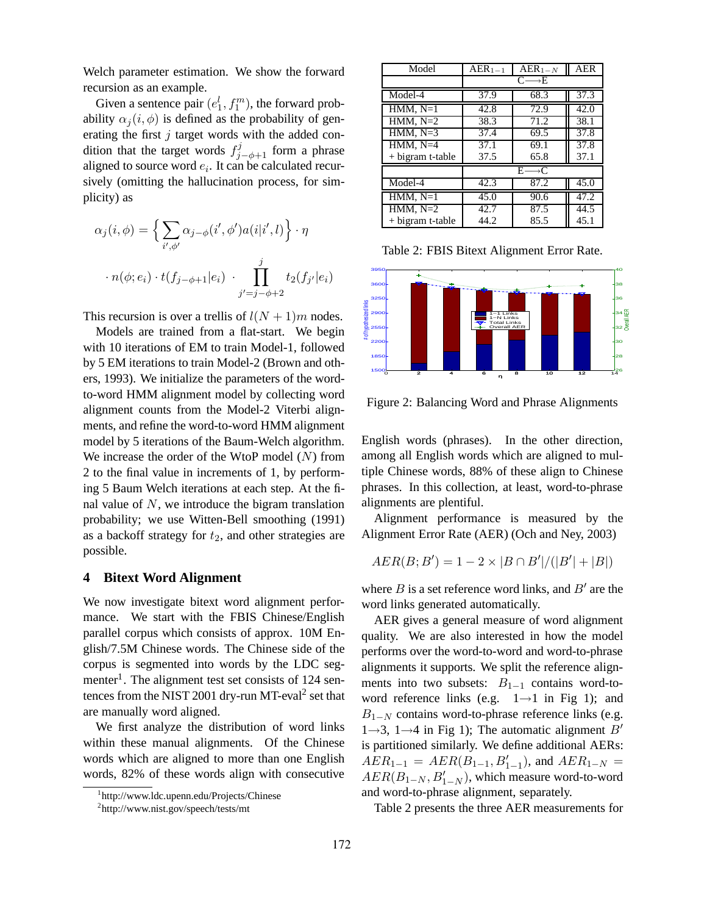Welch parameter estimation. We show the forward recursion as an example.

Given a sentence pair $(e_1^l, f_1^m)$, the forward probability $\alpha_j(i, \phi)$ is defined as the probability of generating the first $j$ target words with the added condition that the target words $f_{j-\phi+1}^j$ form a phrase aligned to source word $e_i$. It can be calculated recursively (omitting the hallucination process, for simplicity) as

$$\alpha_j(i, \phi) = \Big\{ \sum_{i', \phi'} \alpha_{j-\phi}(i', \phi') a(i|i', l) \Big\} \cdot \eta$$

$$\cdot\, n(\phi; e_i) \cdot t(f_{j-\phi+1}|e_i) \cdot \prod_{j'=j-\phi+2}^{j} t_2(f_{j'}|e_i)$$

This recursion is over a trellis of $l(N+1)m$ nodes.

Models are trained from a flat-start. We begin with 10 iterations of EM to train Model-1, followed by 5 EM iterations to train Model-2 (Brown and others, 1993). We initialize the parameters of the word-to-word HMM alignment model by collecting word alignment counts from the Model-2 Viterbi alignments, and refine the word-to-word HMM alignment model by 5 iterations of the Baum-Welch algorithm. We increase the order of the WtoP model ($N$) from 2 to the final value in increments of 1, by performing 5 Baum Welch iterations at each step. At the final value of $N$, we introduce the bigram translation probability; we use Witten-Bell smoothing (1991) as a backoff strategy for $t_2$, and other strategies are possible.

## 4 Bitext Word Alignment

We now investigate bitext word alignment performance. We start with the FBIS Chinese/English parallel corpus which consists of approx. 10M English/7.5M Chinese words. The Chinese side of the corpus is segmented into words by the LDC segmenter[1]. The alignment test set consists of 124 sentences from the NIST 2001 dry-run MT-eval[2] set that are manually word aligned.

We first analyze the distribution of word links within these manual alignments. Of the Chinese words which are aligned to more than one English words, 82% of these words align with consecutive English words (phrases). In the other direction, among all English words which are aligned to multiple Chinese words, 88% of these align to Chinese phrases. In this collection, at least, word-to-phrase alignments are plentiful.

Alignment performance is measured by the Alignment Error Rate (AER) (Och and Ney, 2003)

$$AER(B; B') = 1 - 2 \times |B \cap B'|/(|B'| + |B|)$$

where $B$ is a set reference word links, and $B'$ are the word links generated automatically.

AER gives a general measure of word alignment quality. We are also interested in how the model performs over the word-to-word and word-to-phrase alignments it supports. We split the reference alignments into two subsets: $B_{1-1}$ contains word-to-word reference links (e.g. 1→1 in Fig 1); and $B_{1-N}$ contains word-to-phrase reference links (e.g. 1→3, 1→4 in Fig 1); The automatic alignment $B'$ is partitioned similarly. We define additional AERs: $AER_{1-1} = AER(B_{1-1}, B'_{1-1})$, and $AER_{1-N} = AER(B_{1-N}, B'_{1-N})$, which measure word-to-word and word-to-phrase alignment, separately.

Table 2 presents the three AER measurements for

| Model | $AER_{1-1}$ | $AER_{1-N}$ | AER |
|---|---|---|---|
| | C⟶E | | |
| Model-4 | 37.9 | 68.3 | 37.3 |
| HMM, N=1 | 42.8 | 72.9 | 42.0 |
| HMM, N=2 | 38.3 | 71.2 | 38.1 |
| HMM, N=3 | 37.4 | 69.5 | 37.8 |
| HMM, N=4 | 37.1 | 69.1 | 37.8 |
| + bigram t-table | 37.5 | 65.8 | 37.1 |
| | E⟶C | | |
| Model-4 | 42.3 | 87.2 | 45.0 |
| HMM, N=1 | 45.0 | 90.6 | 47.2 |
| HMM, N=2 | 42.7 | 87.5 | 44.5 |
| + bigram t-table | 44.2 | 85.5 | 45.1 |

Table 2: FBIS Bitext Alignment Error Rate.

Figure 2: Balancing Word and Phrase Alignments

[1] http://www.ldc.upenn.edu/Projects/Chinese

[2] http://www.nist.gov/speech/tests/mt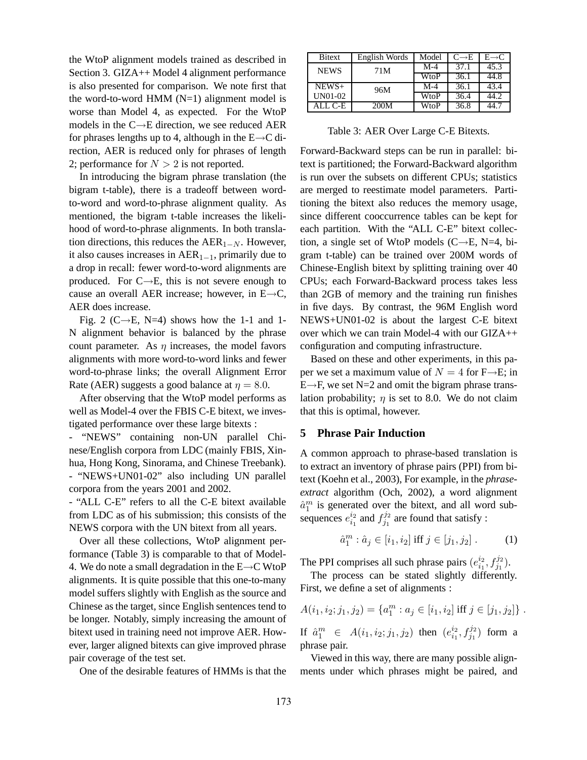the WtoP alignment models trained as described in Section 3. GIZA++ Model 4 alignment performance is also presented for comparison. We note first that the word-to-word HMM (N=1) alignment model is worse than Model 4, as expected. For the WtoP models in the C→E direction, we see reduced AER for phrases lengths up to 4, although in the E→C direction, AER is reduced only for phrases of length 2; performance for $N > 2$ is not reported.

In introducing the bigram phrase translation (the bigram t-table), there is a tradeoff between word-to-word and word-to-phrase alignment quality. As mentioned, the bigram t-table increases the likelihood of word-to-phrase alignments. In both translation directions, this reduces the $\text{AER}_{1-N}$. However, it also causes increases in $\text{AER}_{1-1}$, primarily due to a drop in recall: fewer word-to-word alignments are produced. For C→E, this is not severe enough to cause an overall AER increase; however, in E→C, AER does increase.

Fig. 2 (C→E, N=4) shows how the 1-1 and 1-N alignment behavior is balanced by the phrase count parameter. As $\eta$ increases, the model favors alignments with more word-to-word links and fewer word-to-phrase links; the overall Alignment Error Rate (AER) suggests a good balance at $\eta = 8.0$.

After observing that the WtoP model performs as well as Model-4 over the FBIS C-E bitext, we investigated performance over these large bitexts :

- "NEWS" containing non-UN parallel Chinese/English corpora from LDC (mainly FBIS, Xinhua, Hong Kong, Sinorama, and Chinese Treebank).
- "NEWS+UN01-02" also including UN parallel corpora from the years 2001 and 2002.
- "ALL C-E" refers to all the C-E bitext available from LDC as of his submission; this consists of the NEWS corpora with the UN bitext from all years.

Over all these collections, WtoP alignment performance (Table 3) is comparable to that of Model-4. We do note a small degradation in the E→C WtoP alignments. It is quite possible that this one-to-many model suffers slightly with English as the source and Chinese as the target, since English sentences tend to be longer. Notably, simply increasing the amount of bitext used in training need not improve AER. However, larger aligned bitexts can give improved phrase pair coverage of the test set.

One of the desirable features of HMMs is that the Forward-Backward steps can be run in parallel: bitext is partitioned; the Forward-Backward algorithm is run over the subsets on different CPUs; statistics are merged to reestimate model parameters. Partitioning the bitext also reduces the memory usage, since different cooccurrence tables can be kept for each partition. With the "ALL C-E" bitext collection, a single set of WtoP models (C→E, N=4, bigram t-table) can be trained over 200M words of Chinese-English bitext by splitting training over 40 CPUs; each Forward-Backward process takes less than 2GB of memory and the training run finishes in five days. By contrast, the 96M English word NEWS+UN01-02 is about the largest C-E bitext over which we can train Model-4 with our GIZA++ configuration and computing infrastructure.

| Bitext | English Words | Model | C→E | E→C |
|---|---|---|---|---|
| NEWS | 71M | M-4 | 37.1 | 45.3 |
| | | WtoP | 36.1 | 44.8 |
| NEWS+ UN01-02 | 96M | M-4 | 36.1 | 43.4 |
| | | WtoP | 36.4 | 44.2 |
| ALL C-E | 200M | WtoP | 36.8 | 44.7 |

Table 3: AER Over Large C-E Bitexts.

Based on these and other experiments, in this paper we set a maximum value of $N = 4$ for F→E; in E→F, we set N=2 and omit the bigram phrase translation probability; $\eta$ is set to 8.0. We do not claim that this is optimal, however.

## 5 Phrase Pair Induction

A common approach to phrase-based translation is to extract an inventory of phrase pairs (PPI) from bitext (Koehn et al., 2003), For example, in the *phrase-extract* algorithm (Och, 2002), a word alignment $\hat{a}_1^m$ is generated over the bitext, and all word subsequences $e_{i_1}^{i_2}$ and $f_{j_1}^{j_2}$ are found that satisfy :

$$\hat{a}_1^m : \hat{a}_j \in [i_1, i_2] \text{ iff } j \in [j_1, j_2] \,. \qquad (1)$$

The PPI comprises all such phrase pairs $(e_{i_1}^{i_2}, f_{j_1}^{j_2})$.

The process can be stated slightly differently. First, we define a set of alignments :

$$A(i_1, i_2; j_1, j_2) = \{a_1^m : a_j \in [i_1, i_2] \text{ iff } j \in [j_1, j_2]\} \,.$$

If $\hat{a}_1^m \in A(i_1, i_2; j_1, j_2)$ then $(e_{i_1}^{i_2}, f_{j_1}^{j_2})$ form a phrase pair.

Viewed in this way, there are many possible alignments under which phrases might be paired, and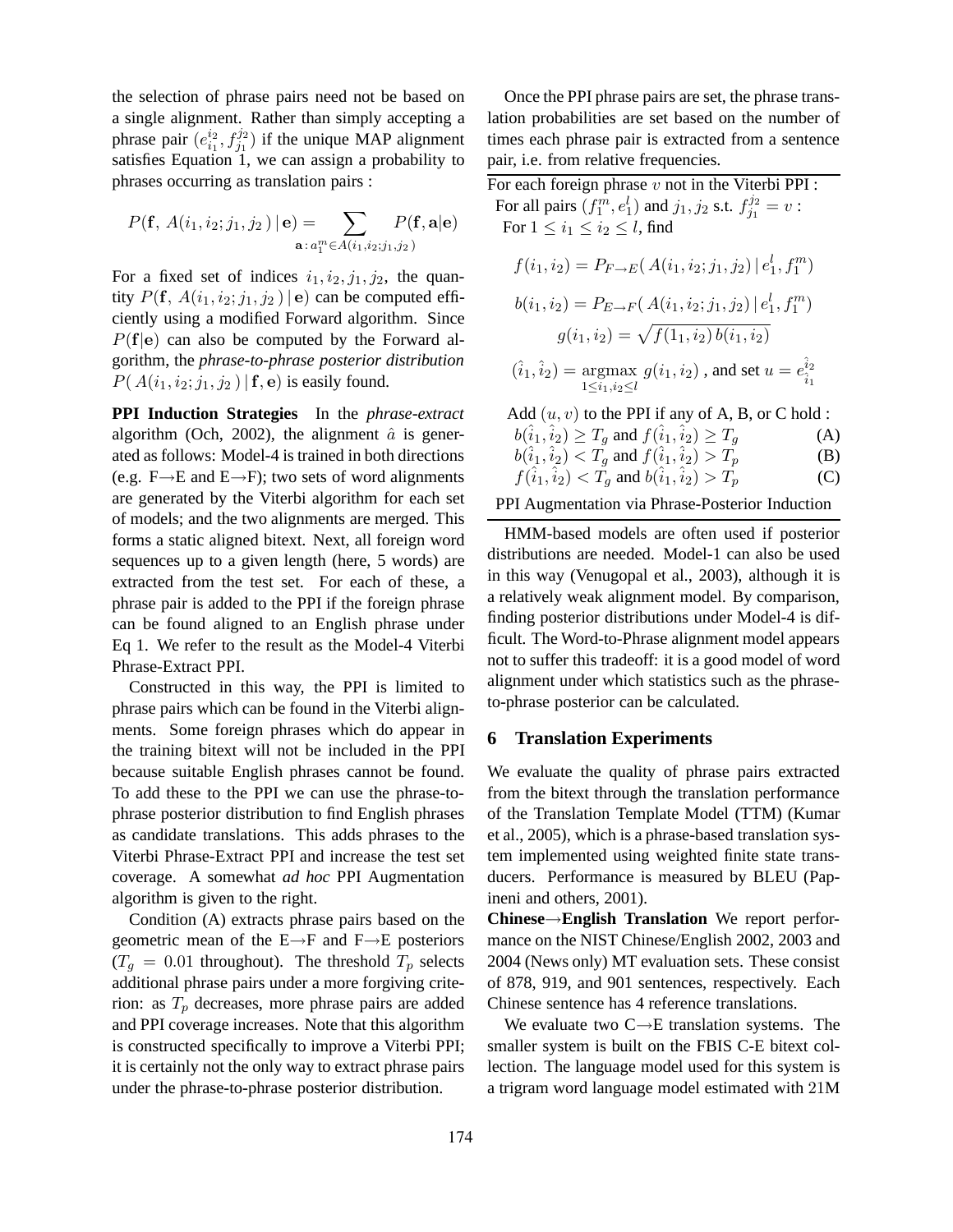the selection of phrase pairs need not be based on a single alignment. Rather than simply accepting a phrase pair $(e_{i_1}^{i_2}, f_{j_1}^{j_2})$ if the unique MAP alignment satisfies Equation 1, we can assign a probability to phrases occurring as translation pairs :

$$P(\mathbf{f},\, A(i_1, i_2; j_1, j_2) \,|\, \mathbf{e}) = \sum_{\mathbf{a}\,:\, a_1^m \in A(i_1,i_2;j_1,j_2)} P(\mathbf{f}, \mathbf{a}|\mathbf{e})$$

For a fixed set of indices $i_1, i_2, j_1, j_2$, the quantity $P(\mathbf{f},\, A(i_1, i_2; j_1, j_2) \,|\, \mathbf{e})$ can be computed efficiently using a modified Forward algorithm. Since $P(\mathbf{f}|\mathbf{e})$ can also be computed by the Forward algorithm, the *phrase-to-phrase posterior distribution* $P(\, A(i_1, i_2; j_1, j_2) \,|\, \mathbf{f}, \mathbf{e})$ is easily found.

**PPI Induction Strategies** In the *phrase-extract* algorithm (Och, 2002), the alignment $\hat{a}$ is generated as follows: Model-4 is trained in both directions (e.g. F→E and E→F); two sets of word alignments are generated by the Viterbi algorithm for each set of models; and the two alignments are merged. This forms a static aligned bitext. Next, all foreign word sequences up to a given length (here, 5 words) are extracted from the test set. For each of these, a phrase pair is added to the PPI if the foreign phrase can be found aligned to an English phrase under Eq 1. We refer to the result as the Model-4 Viterbi Phrase-Extract PPI.

Constructed in this way, the PPI is limited to phrase pairs which can be found in the Viterbi alignments. Some foreign phrases which do appear in the training bitext will not be included in the PPI because suitable English phrases cannot be found. To add these to the PPI we can use the phrase-to-phrase posterior distribution to find English phrases as candidate translations. This adds phrases to the Viterbi Phrase-Extract PPI and increase the test set coverage. A somewhat *ad hoc* PPI Augmentation algorithm is given to the right.

Condition (A) extracts phrase pairs based on the geometric mean of the E→F and F→E posteriors ($T_g = 0.01$ throughout). The threshold $T_p$ selects additional phrase pairs under a more forgiving criterion: as $T_p$ decreases, more phrase pairs are added and PPI coverage increases. Note that this algorithm is constructed specifically to improve a Viterbi PPI; it is certainly not the only way to extract phrase pairs under the phrase-to-phrase posterior distribution.

Once the PPI phrase pairs are set, the phrase translation probabilities are set based on the number of times each phrase pair is extracted from a sentence pair, i.e. from relative frequencies.

---

For each foreign phrase $v$ not in the Viterbi PPI :
For all pairs $(f_1^m, e_1^l)$ and $j_1, j_2$ s.t. $f_{j_1}^{j_2} = v$ :
For $1 \leq i_1 \leq i_2 \leq l$, find

$$f(i_1, i_2) = P_{F\to E}(\, A(i_1, i_2; j_1, j_2) \,|\, e_1^l, f_1^m)$$

$$b(i_1, i_2) = P_{E\to F}(\, A(i_1, i_2; j_1, j_2) \,|\, e_1^l, f_1^m)$$

$$g(i_1, i_2) = \sqrt{f(1_1, i_2)\, b(i_1, i_2)}$$

$$(\hat{i}_1, \hat{i}_2) = \operatorname*{argmax}_{1 \leq i_1, i_2 \leq l} g(i_1, i_2) \text{ , and set } u = e_{\hat{i}_1}^{\hat{i}_2}$$

Add $(u, v)$ to the PPI if any of A, B, or C hold :

$b(\hat{i}_1, \hat{i}_2) \geq T_g$ and $f(\hat{i}_1, \hat{i}_2) \geq T_g$ (A)

$b(\hat{i}_1, \hat{i}_2) < T_g$ and $f(\hat{i}_1, \hat{i}_2) > T_p$ (B)

$f(\hat{i}_1, \hat{i}_2) < T_g$ and $b(\hat{i}_1, \hat{i}_2) > T_p$ (C)

PPI Augmentation via Phrase-Posterior Induction

---

HMM-based models are often used if posterior distributions are needed. Model-1 can also be used in this way (Venugopal et al., 2003), although it is a relatively weak alignment model. By comparison, finding posterior distributions under Model-4 is difficult. The Word-to-Phrase alignment model appears not to suffer this tradeoff: it is a good model of word alignment under which statistics such as the phrase-to-phrase posterior can be calculated.

## 6 Translation Experiments

We evaluate the quality of phrase pairs extracted from the bitext through the translation performance of the Translation Template Model (TTM) (Kumar et al., 2005), which is a phrase-based translation system implemented using weighted finite state transducers. Performance is measured by BLEU (Papineni and others, 2001).

**Chinese→English Translation** We report performance on the NIST Chinese/English 2002, 2003 and 2004 (News only) MT evaluation sets. These consist of 878, 919, and 901 sentences, respectively. Each Chinese sentence has 4 reference translations.

We evaluate two C→E translation systems. The smaller system is built on the FBIS C-E bitext collection. The language model used for this system is a trigram word language model estimated with 21M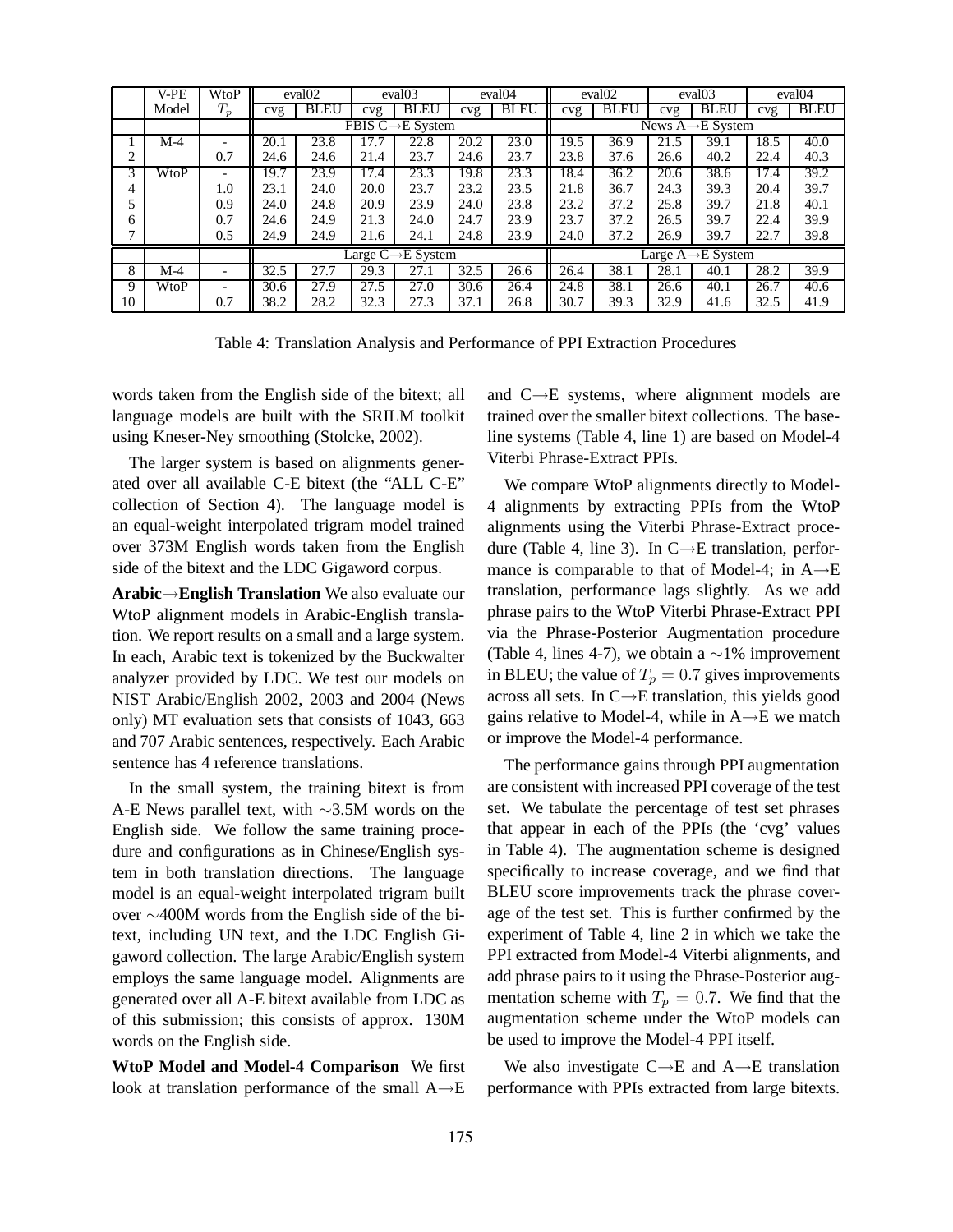| | V-PE Model | WtoP $T_p$ | eval02 cvg | eval02 BLEU | eval03 cvg | eval03 BLEU | eval04 cvg | eval04 BLEU | eval02 cvg | eval02 BLEU | eval03 cvg | eval03 BLEU | eval04 cvg | eval04 BLEU |
|---|---|---|---|---|---|---|---|---|---|---|---|---|---|---|
| | | | FBIS C→E System | | | | | | News A→E System | | | | | |
| 1 | M-4 | - | 20.1 | 23.8 | 17.7 | 22.8 | 20.2 | 23.0 | 19.5 | 36.9 | 21.5 | 39.1 | 18.5 | 40.0 |
| 2 | | 0.7 | 24.6 | 24.6 | 21.4 | 23.7 | 24.6 | 23.7 | 23.8 | 37.6 | 26.6 | 40.2 | 22.4 | 40.3 |
| 3 | WtoP | - | 19.7 | 23.9 | 17.4 | 23.3 | 19.8 | 23.3 | 18.4 | 36.2 | 20.6 | 38.6 | 17.4 | 39.2 |
| 4 | | 1.0 | 23.1 | 24.0 | 20.0 | 23.7 | 23.2 | 23.5 | 21.8 | 36.7 | 24.3 | 39.3 | 20.4 | 39.7 |
| 5 | | 0.9 | 24.0 | 24.8 | 20.9 | 23.9 | 24.0 | 23.8 | 23.2 | 37.2 | 25.8 | 39.7 | 21.8 | 40.1 |
| 6 | | 0.7 | 24.6 | 24.9 | 21.3 | 24.0 | 24.7 | 23.9 | 23.7 | 37.2 | 26.5 | 39.7 | 22.4 | 39.9 |
| 7 | | 0.5 | 24.9 | 24.9 | 21.6 | 24.1 | 24.8 | 23.9 | 24.0 | 37.2 | 26.9 | 39.7 | 22.7 | 39.8 |
| | | | Large C→E System | | | | | | Large A→E System | | | | | |
| 8 | M-4 | - | 32.5 | 27.7 | 29.3 | 27.1 | 32.5 | 26.6 | 26.4 | 38.1 | 28.1 | 40.1 | 28.2 | 39.9 |
| 9 | WtoP | - | 30.6 | 27.9 | 27.5 | 27.0 | 30.6 | 26.4 | 24.8 | 38.1 | 26.6 | 40.1 | 26.7 | 40.6 |
| 10 | | 0.7 | 38.2 | 28.2 | 32.3 | 27.3 | 37.1 | 26.8 | 30.7 | 39.3 | 32.9 | 41.6 | 32.5 | 41.9 |

Table 4: Translation Analysis and Performance of PPI Extraction Procedures

words taken from the English side of the bitext; all language models are built with the SRILM toolkit using Kneser-Ney smoothing (Stolcke, 2002).

The larger system is based on alignments generated over all available C-E bitext (the "ALL C-E" collection of Section 4). The language model is an equal-weight interpolated trigram model trained over 373M English words taken from the English side of the bitext and the LDC Gigaword corpus.

**Arabic→English Translation** We also evaluate our WtoP alignment models in Arabic-English translation. We report results on a small and a large system. In each, Arabic text is tokenized by the Buckwalter analyzer provided by LDC. We test our models on NIST Arabic/English 2002, 2003 and 2004 (News only) MT evaluation sets that consists of 1043, 663 and 707 Arabic sentences, respectively. Each Arabic sentence has 4 reference translations.

In the small system, the training bitext is from A-E News parallel text, with ∼3.5M words on the English side. We follow the same training procedure and configurations as in Chinese/English system in both translation directions. The language model is an equal-weight interpolated trigram built over ∼400M words from the English side of the bitext, including UN text, and the LDC English Gigaword collection. The large Arabic/English system employs the same language model. Alignments are generated over all A-E bitext available from LDC as of this submission; this consists of approx. 130M words on the English side.

**WtoP Model and Model-4 Comparison** We first look at translation performance of the small A→E and C→E systems, where alignment models are trained over the smaller bitext collections. The baseline systems (Table 4, line 1) are based on Model-4 Viterbi Phrase-Extract PPIs.

We compare WtoP alignments directly to Model-4 alignments by extracting PPIs from the WtoP alignments using the Viterbi Phrase-Extract procedure (Table 4, line 3). In C→E translation, performance is comparable to that of Model-4; in A→E translation, performance lags slightly. As we add phrase pairs to the WtoP Viterbi Phrase-Extract PPI via the Phrase-Posterior Augmentation procedure (Table 4, lines 4-7), we obtain a ∼1% improvement in BLEU; the value of $T_p = 0.7$ gives improvements across all sets. In C→E translation, this yields good gains relative to Model-4, while in A→E we match or improve the Model-4 performance.

The performance gains through PPI augmentation are consistent with increased PPI coverage of the test set. We tabulate the percentage of test set phrases that appear in each of the PPIs (the 'cvg' values in Table 4). The augmentation scheme is designed specifically to increase coverage, and we find that BLEU score improvements track the phrase coverage of the test set. This is further confirmed by the experiment of Table 4, line 2 in which we take the PPI extracted from Model-4 Viterbi alignments, and add phrase pairs to it using the Phrase-Posterior augmentation scheme with $T_p = 0.7$. We find that the augmentation scheme under the WtoP models can be used to improve the Model-4 PPI itself.

We also investigate C→E and A→E translation performance with PPIs extracted from large bitexts.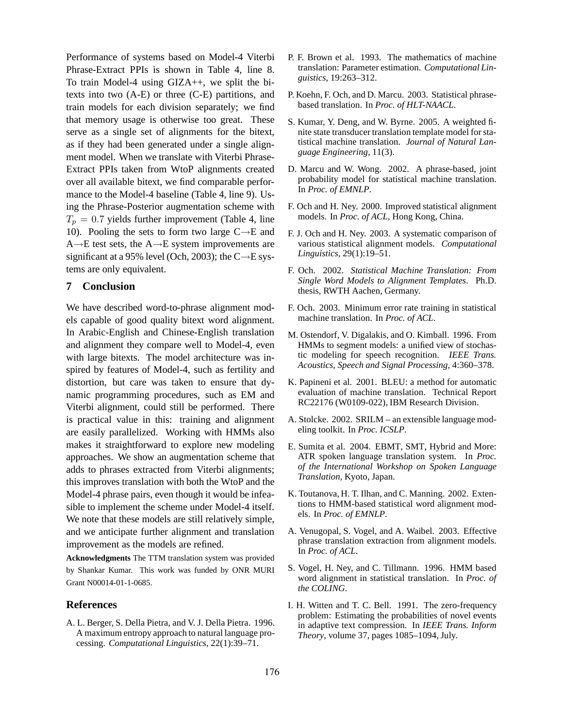Performance of systems based on Model-4 Viterbi Phrase-Extract PPIs is shown in Table 4, line 8. To train Model-4 using GIZA++, we split the bitexts into two (A-E) or three (C-E) partitions, and train models for each division separately; we find that memory usage is otherwise too great. These serve as a single set of alignments for the bitext, as if they had been generated under a single alignment model. When we translate with Viterbi Phrase-Extract PPIs taken from WtoP alignments created over all available bitext, we find comparable performance to the Model-4 baseline (Table 4, line 9). Using the Phrase-Posterior augmentation scheme with $T_p = 0.7$ yields further improvement (Table 4, line 10). Pooling the sets to form two large C→E and A→E test sets, the A→E system improvements are significant at a 95% level (Och, 2003); the C→E systems are only equivalent.

## 7 Conclusion

We have described word-to-phrase alignment models capable of good quality bitext word alignment. In Arabic-English and Chinese-English translation and alignment they compare well to Model-4, even with large bitexts. The model architecture was inspired by features of Model-4, such as fertility and distortion, but care was taken to ensure that dynamic programming procedures, such as EM and Viterbi alignment, could still be performed. There is practical value in this: training and alignment are easily parallelized. Working with HMMs also makes it straightforward to explore new modeling approaches. We show an augmentation scheme that adds to phrases extracted from Viterbi alignments; this improves translation with both the WtoP and the Model-4 phrase pairs, even though it would be infeasible to implement the scheme under Model-4 itself. We note that these models are still relatively simple, and we anticipate further alignment and translation improvement as the models are refined.

**Acknowledgments** The TTM translation system was provided by Shankar Kumar. This work was funded by ONR MURI Grant N00014-01-1-0685.

## References

A. L. Berger, S. Della Pietra, and V. J. Della Pietra. 1996. A maximum entropy approach to natural language processing. *Computational Linguistics*, 22(1):39–71.

P. F. Brown et al. 1993. The mathematics of machine translation: Parameter estimation. *Computational Linguistics*, 19:263–312.

P. Koehn, F. Och, and D. Marcu. 2003. Statistical phrase-based translation. In *Proc. of HLT-NAACL*.

S. Kumar, Y. Deng, and W. Byrne. 2005. A weighted finite state transducer translation template model for statistical machine translation. *Journal of Natural Language Engineering*, 11(3).

D. Marcu and W. Wong. 2002. A phrase-based, joint probability model for statistical machine translation. In *Proc. of EMNLP*.

F. Och and H. Ney. 2000. Improved statistical alignment models. In *Proc. of ACL*, Hong Kong, China.

F. J. Och and H. Ney. 2003. A systematic comparison of various statistical alignment models. *Computational Linguistics*, 29(1):19–51.

F. Och. 2002. *Statistical Machine Translation: From Single Word Models to Alignment Templates*. Ph.D. thesis, RWTH Aachen, Germany.

F. Och. 2003. Minimum error rate training in statistical machine translation. In *Proc. of ACL*.

M. Ostendorf, V. Digalakis, and O. Kimball. 1996. From HMMs to segment models: a unified view of stochastic modeling for speech recognition. *IEEE Trans. Acoustics, Speech and Signal Processing*, 4:360–378.

K. Papineni et al. 2001. BLEU: a method for automatic evaluation of machine translation. Technical Report RC22176 (W0109-022), IBM Research Division.

A. Stolcke. 2002. SRILM – an extensible language modeling toolkit. In *Proc. ICSLP*.

E. Sumita et al. 2004. EBMT, SMT, Hybrid and More: ATR spoken language translation system. In *Proc. of the International Workshop on Spoken Language Translation*, Kyoto, Japan.

K. Toutanova, H. T. Ilhan, and C. Manning. 2002. Extentions to HMM-based statistical word alignment models. In *Proc. of EMNLP*.

A. Venugopal, S. Vogel, and A. Waibel. 2003. Effective phrase translation extraction from alignment models. In *Proc. of ACL*.

S. Vogel, H. Ney, and C. Tillmann. 1996. HMM based word alignment in statistical translation. In *Proc. of the COLING*.

I. H. Witten and T. C. Bell. 1991. The zero-frequency problem: Estimating the probabilities of novel events in adaptive text compression. In *IEEE Trans. Inform Theory*, volume 37, pages 1085–1094, July.